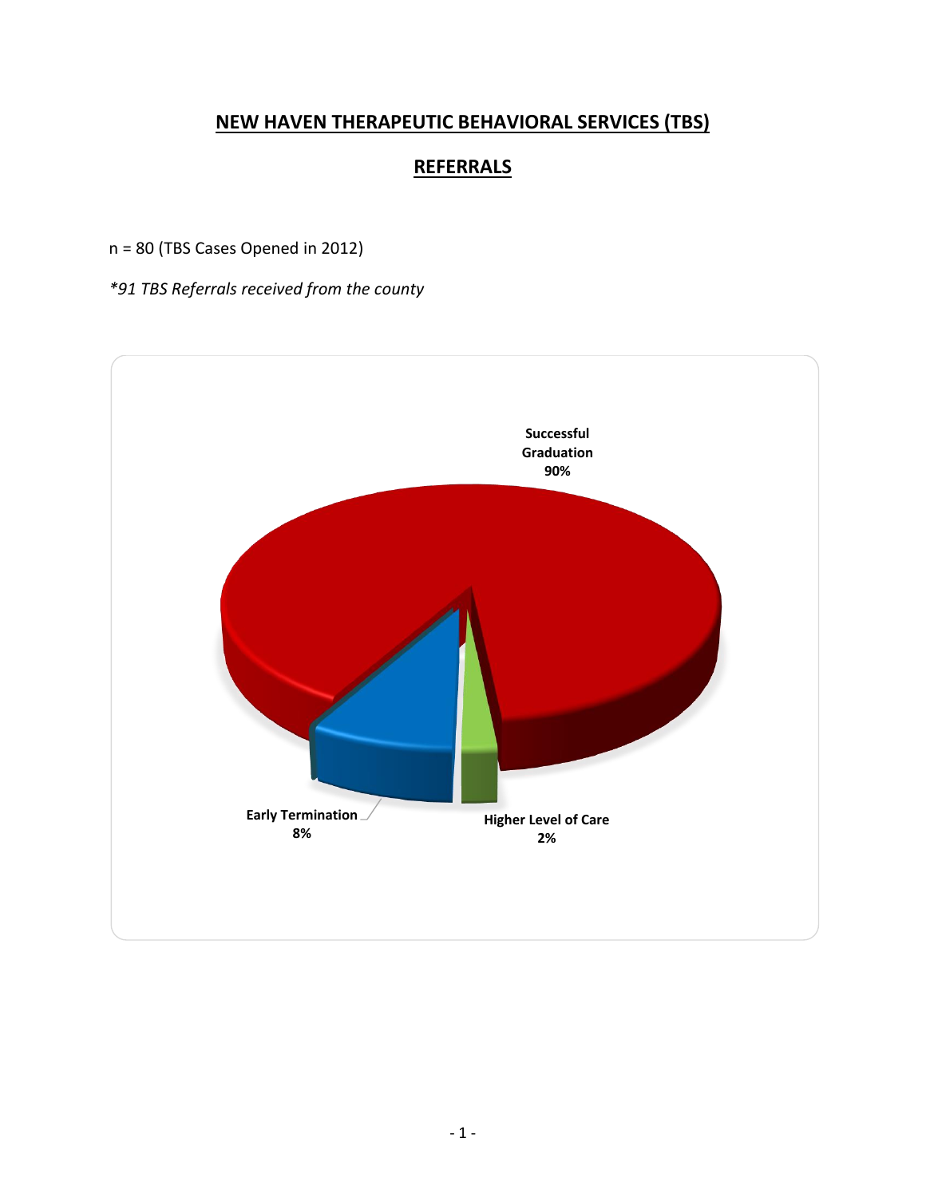# NEW HAVEN THERAPEUTIC BEHAVIORAL SERVICES (TBS)

## REFERRALS

n = 80 (TBS Cases Opened in 2012)

*\*91 TBS Referrals received from the county*

Successful Graduation 90%

Early Termination 8%

Higher Level of Care 2%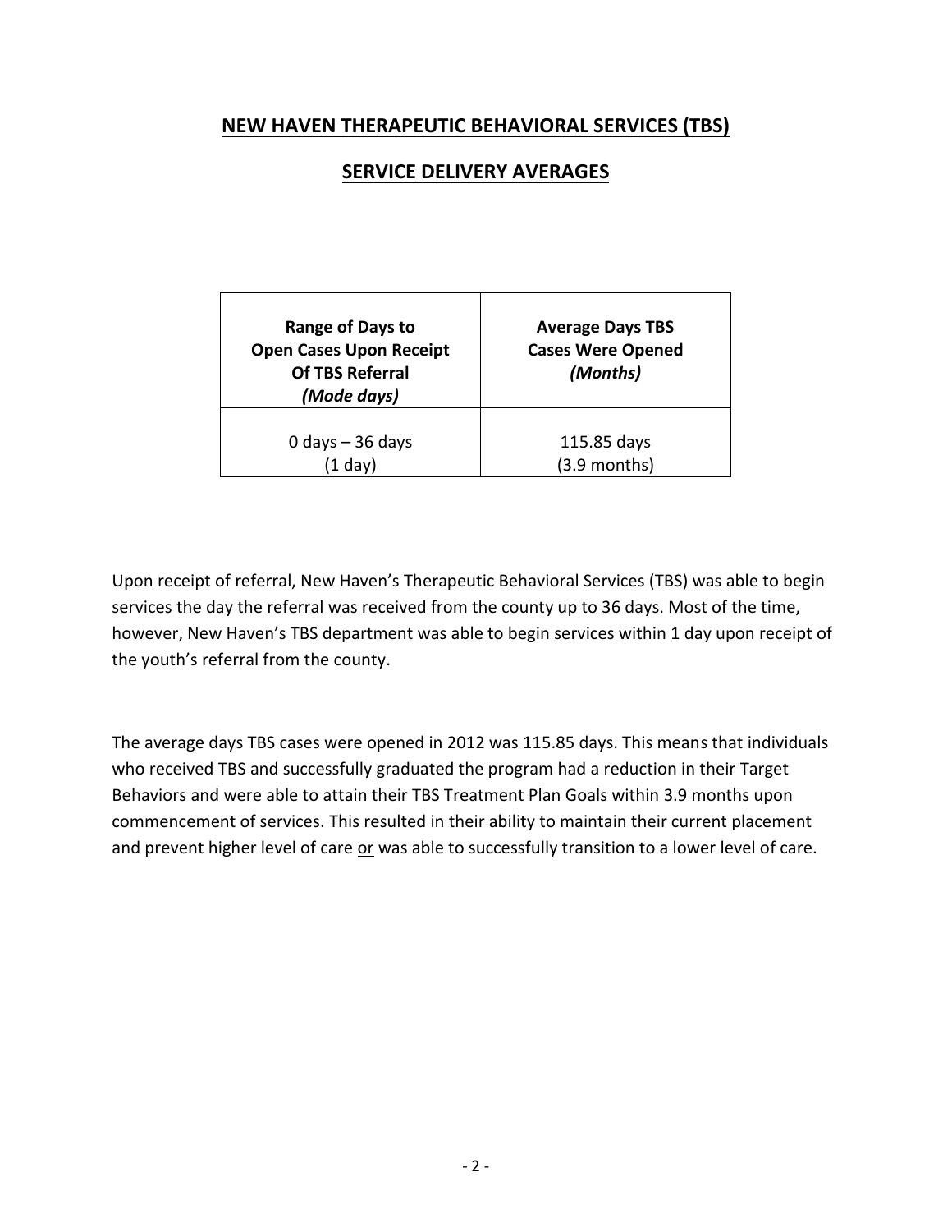## NEW HAVEN THERAPEUTIC BEHAVIORAL SERVICES (TBS)

## SERVICE DELIVERY AVERAGES

| Range of Days to Open Cases Upon Receipt Of TBS Referral *(Mode days)* | Average Days TBS Cases Were Opened *(Months)* |
| --- | --- |
| 0 days – 36 days (1 day) | 115.85 days (3.9 months) |

Upon receipt of referral, New Haven's Therapeutic Behavioral Services (TBS) was able to begin services the day the referral was received from the county up to 36 days. Most of the time, however, New Haven's TBS department was able to begin services within 1 day upon receipt of the youth's referral from the county.

The average days TBS cases were opened in 2012 was 115.85 days. This means that individuals who received TBS and successfully graduated the program had a reduction in their Target Behaviors and were able to attain their TBS Treatment Plan Goals within 3.9 months upon commencement of services. This resulted in their ability to maintain their current placement and prevent higher level of care <u>or</u> was able to successfully transition to a lower level of care.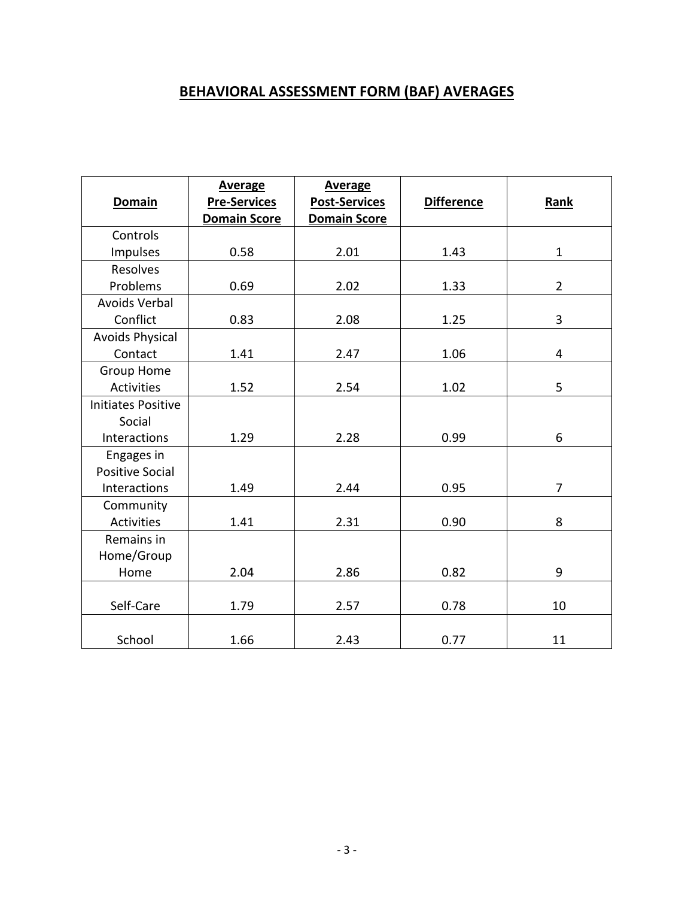# BEHAVIORAL ASSESSMENT FORM (BAF) AVERAGES

| Domain | Average Pre-Services Domain Score | Average Post-Services Domain Score | Difference | Rank |
|---|---|---|---|---|
| Controls Impulses | 0.58 | 2.01 | 1.43 | 1 |
| Resolves Problems | 0.69 | 2.02 | 1.33 | 2 |
| Avoids Verbal Conflict | 0.83 | 2.08 | 1.25 | 3 |
| Avoids Physical Contact | 1.41 | 2.47 | 1.06 | 4 |
| Group Home Activities | 1.52 | 2.54 | 1.02 | 5 |
| Initiates Positive Social Interactions | 1.29 | 2.28 | 0.99 | 6 |
| Engages in Positive Social Interactions | 1.49 | 2.44 | 0.95 | 7 |
| Community Activities | 1.41 | 2.31 | 0.90 | 8 |
| Remains in Home/Group Home | 2.04 | 2.86 | 0.82 | 9 |
| Self-Care | 1.79 | 2.57 | 0.78 | 10 |
| School | 1.66 | 2.43 | 0.77 | 11 |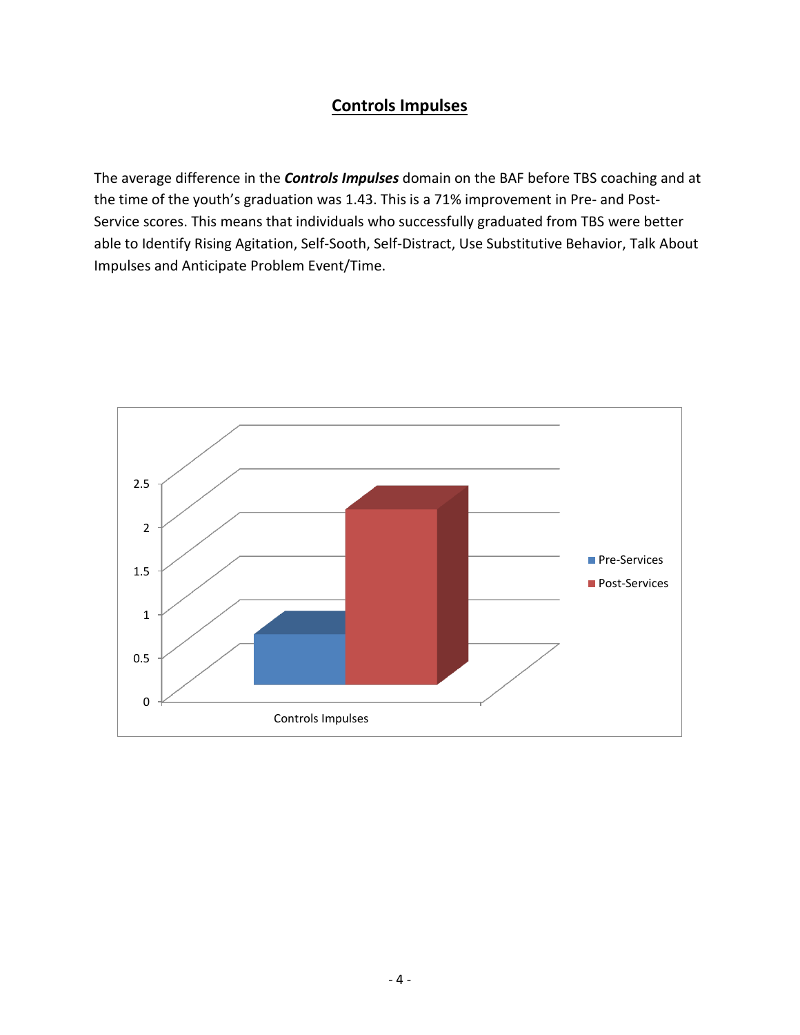## Controls Impulses

The average difference in the ***Controls Impulses*** domain on the BAF before TBS coaching and at the time of the youth's graduation was 1.43. This is a 71% improvement in Pre- and Post-Service scores. This means that individuals who successfully graduated from TBS were better able to Identify Rising Agitation, Self-Sooth, Self-Distract, Use Substitutive Behavior, Talk About Impulses and Anticipate Problem Event/Time.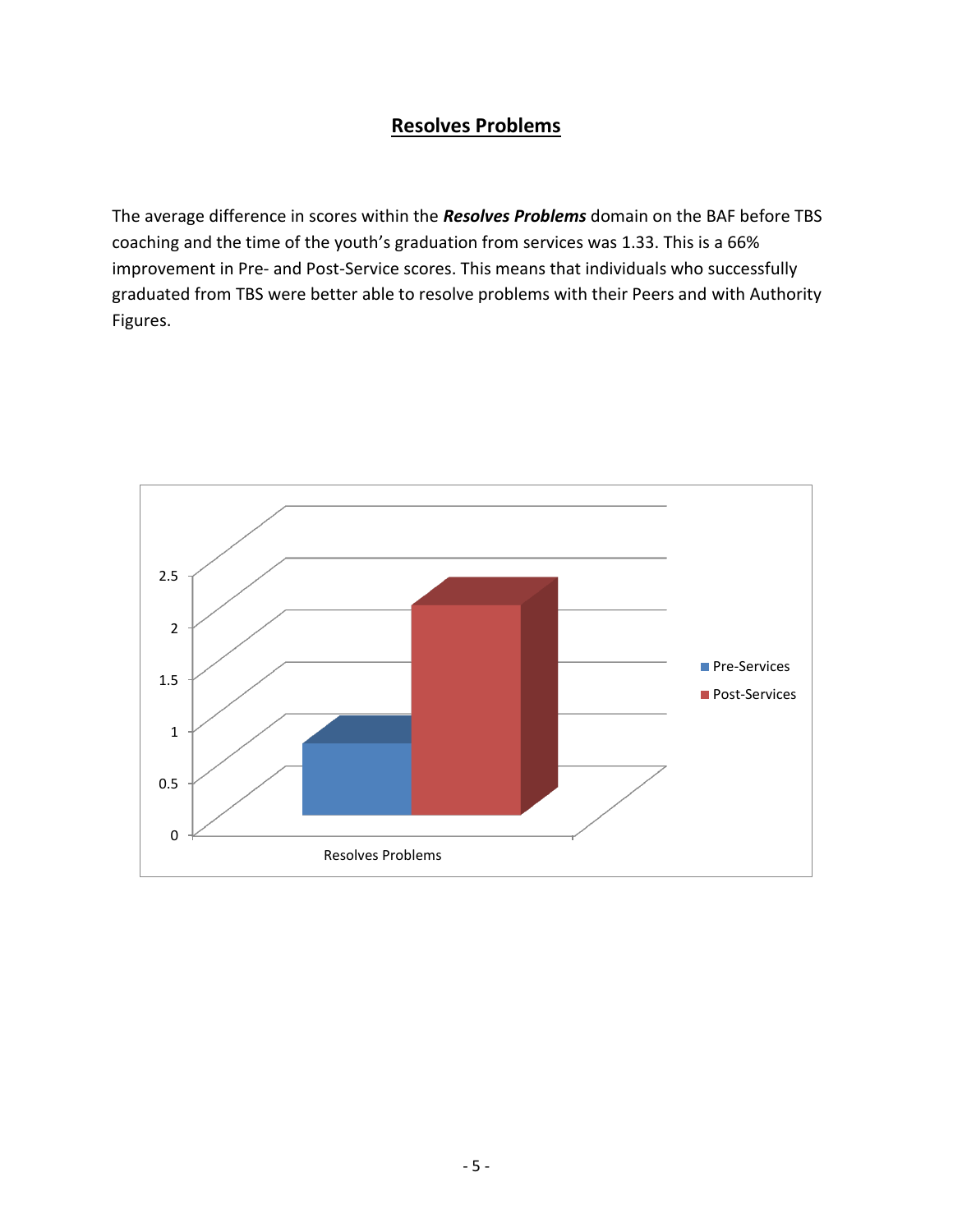# Resolves Problems

The average difference in scores within the ***Resolves Problems*** domain on the BAF before TBS coaching and the time of the youth's graduation from services was 1.33. This is a 66% improvement in Pre- and Post-Service scores. This means that individuals who successfully graduated from TBS were better able to resolve problems with their Peers and with Authority Figures.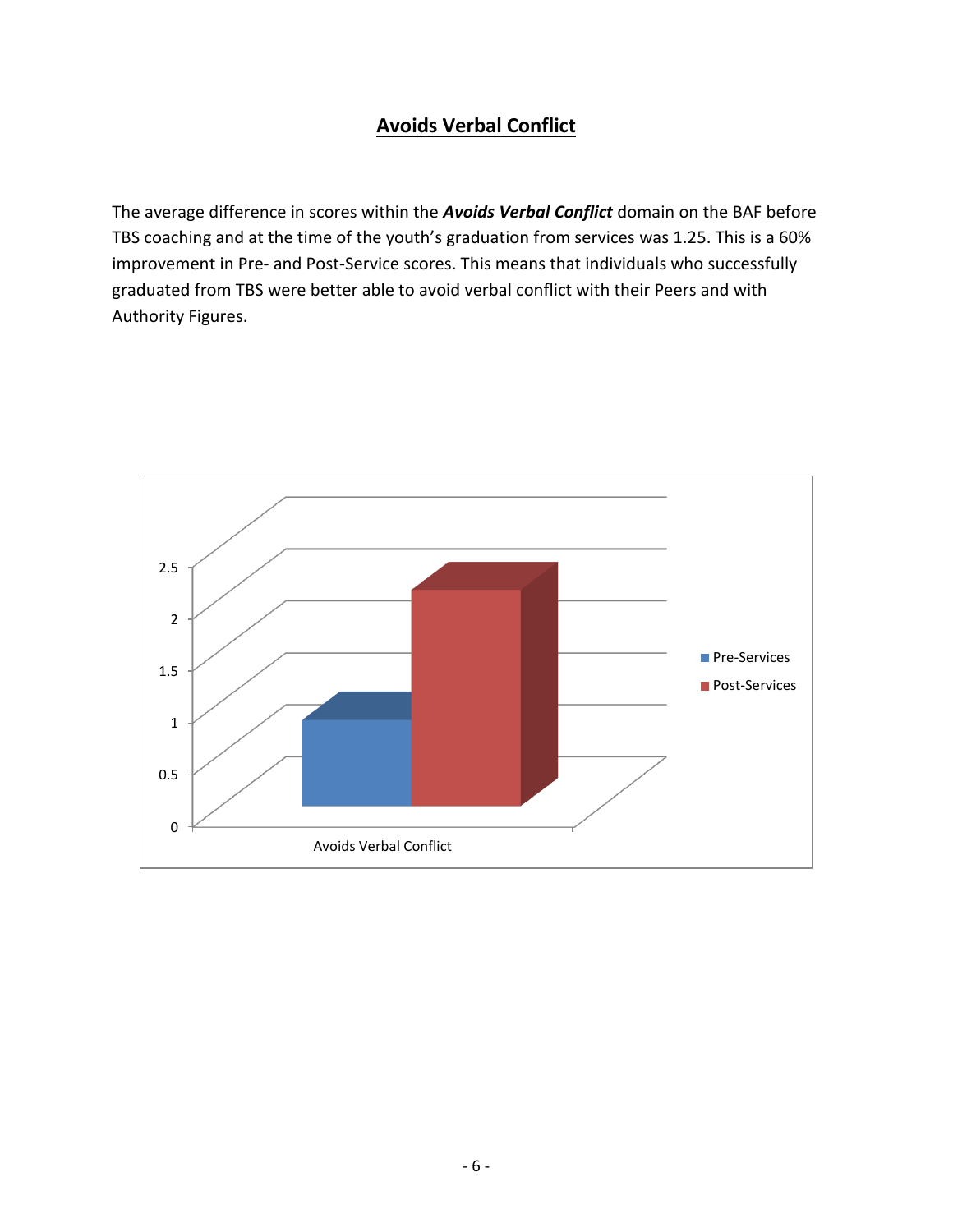# Avoids Verbal Conflict

The average difference in scores within the ***Avoids Verbal Conflict*** domain on the BAF before TBS coaching and at the time of the youth's graduation from services was 1.25. This is a 60% improvement in Pre- and Post-Service scores. This means that individuals who successfully graduated from TBS were better able to avoid verbal conflict with their Peers and with Authority Figures.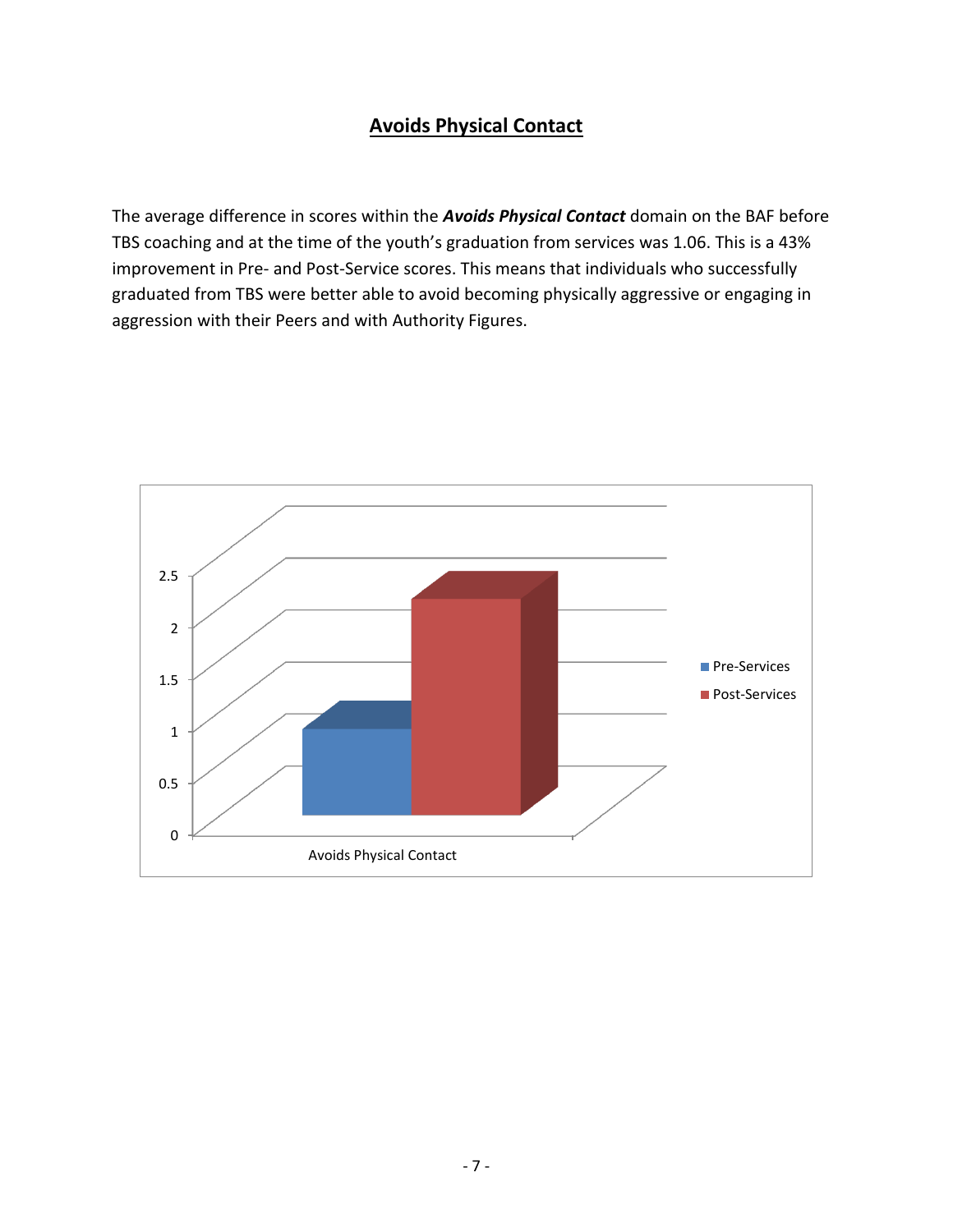## Avoids Physical Contact

The average difference in scores within the ***Avoids Physical Contact*** domain on the BAF before TBS coaching and at the time of the youth's graduation from services was 1.06. This is a 43% improvement in Pre- and Post-Service scores. This means that individuals who successfully graduated from TBS were better able to avoid becoming physically aggressive or engaging in aggression with their Peers and with Authority Figures.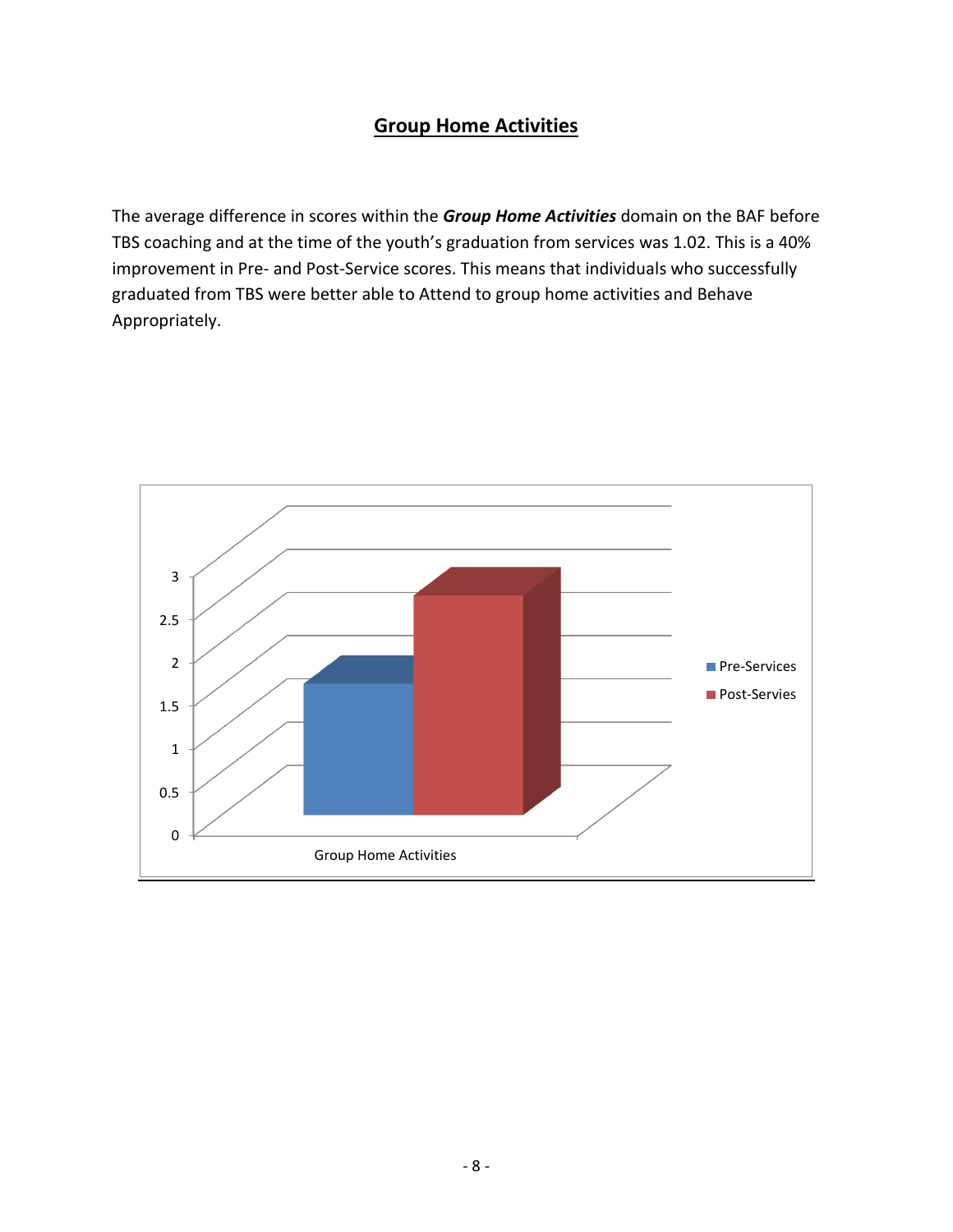## Group Home Activities

The average difference in scores within the ***Group Home Activities*** domain on the BAF before TBS coaching and at the time of the youth's graduation from services was 1.02. This is a 40% improvement in Pre- and Post-Service scores. This means that individuals who successfully graduated from TBS were better able to Attend to group home activities and Behave Appropriately.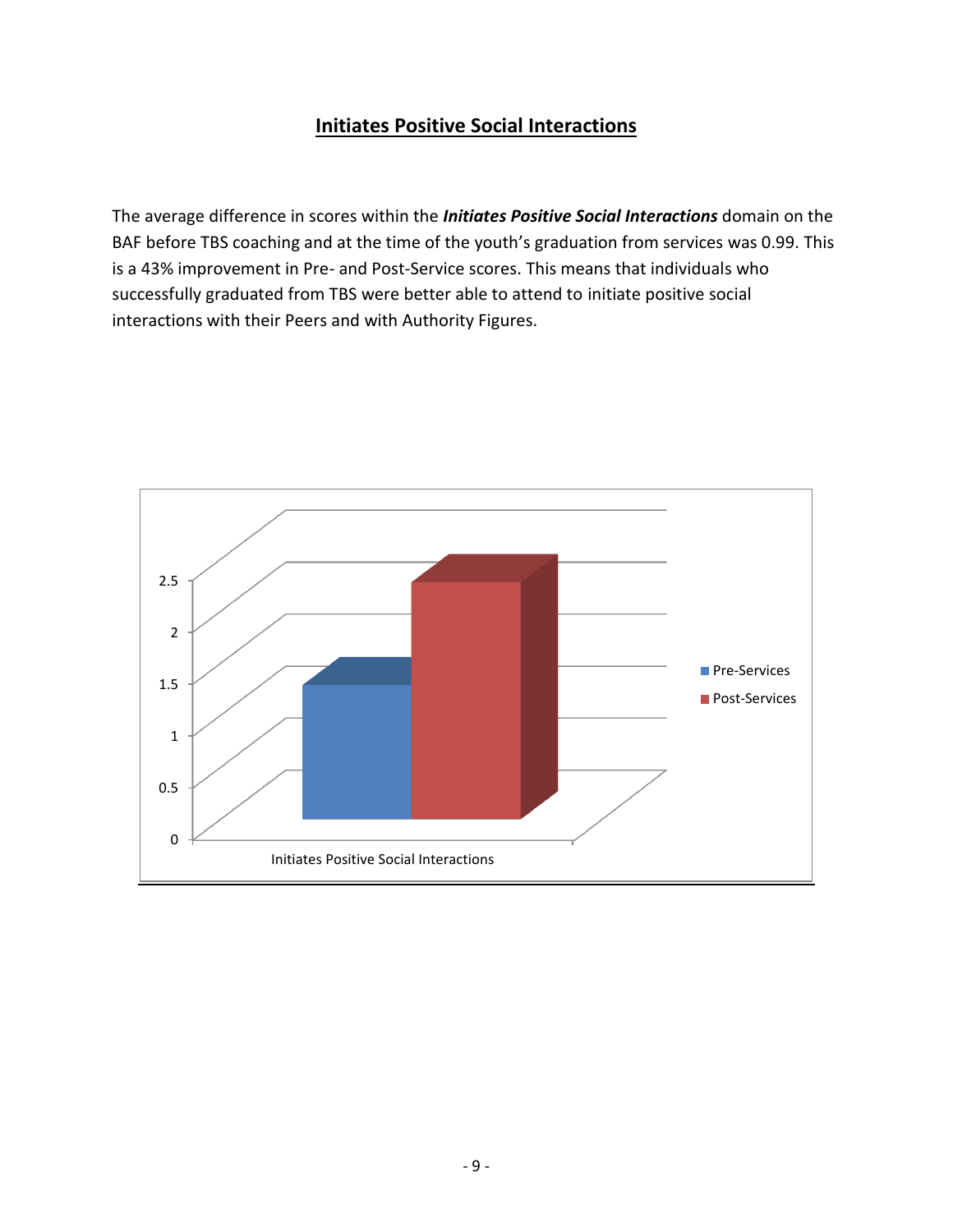## Initiates Positive Social Interactions

The average difference in scores within the ***Initiates Positive Social Interactions*** domain on the BAF before TBS coaching and at the time of the youth's graduation from services was 0.99. This is a 43% improvement in Pre- and Post-Service scores. This means that individuals who successfully graduated from TBS were better able to attend to initiate positive social interactions with their Peers and with Authority Figures.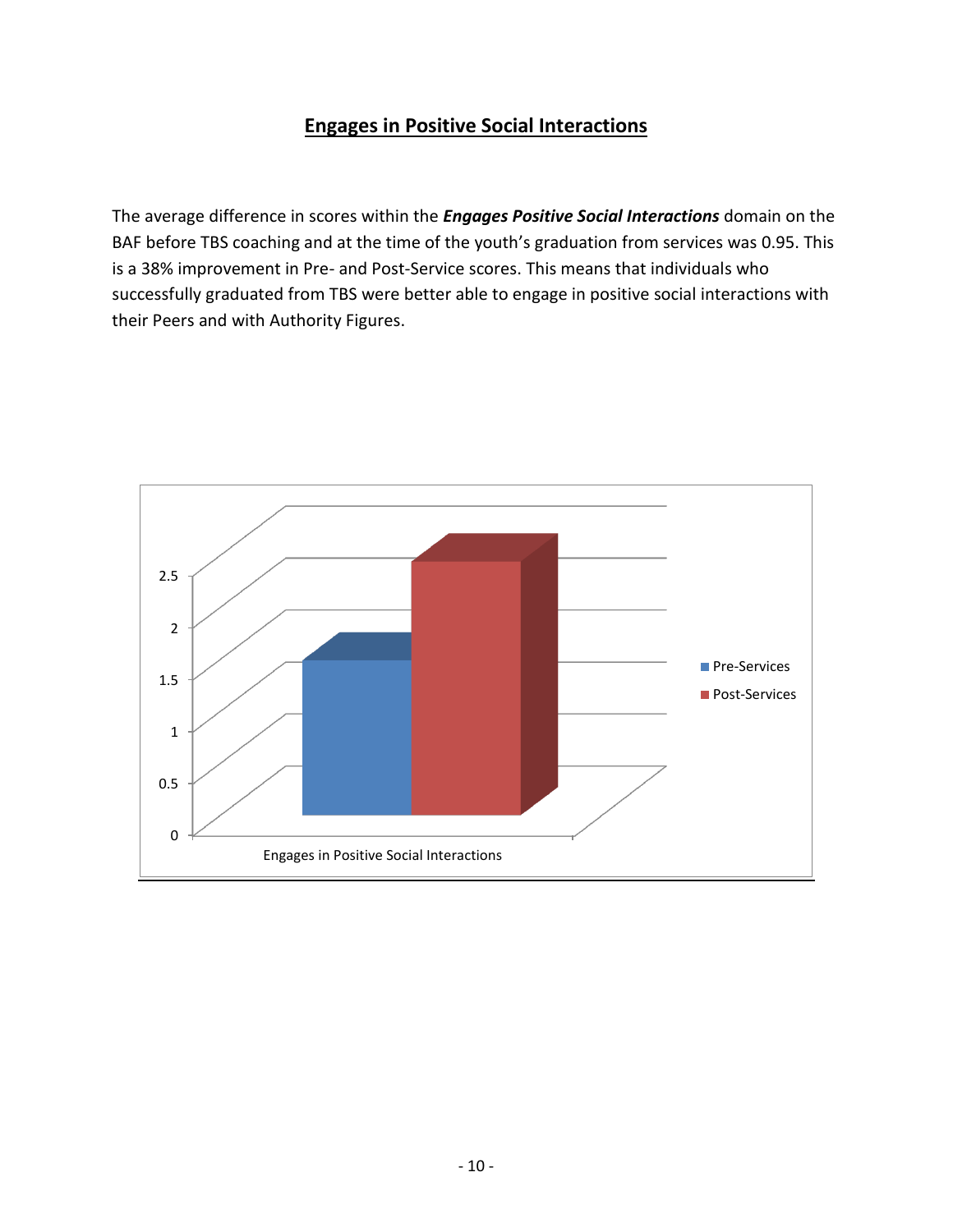## Engages in Positive Social Interactions

The average difference in scores within the ***Engages Positive Social Interactions*** domain on the BAF before TBS coaching and at the time of the youth's graduation from services was 0.95. This is a 38% improvement in Pre- and Post-Service scores. This means that individuals who successfully graduated from TBS were better able to engage in positive social interactions with their Peers and with Authority Figures.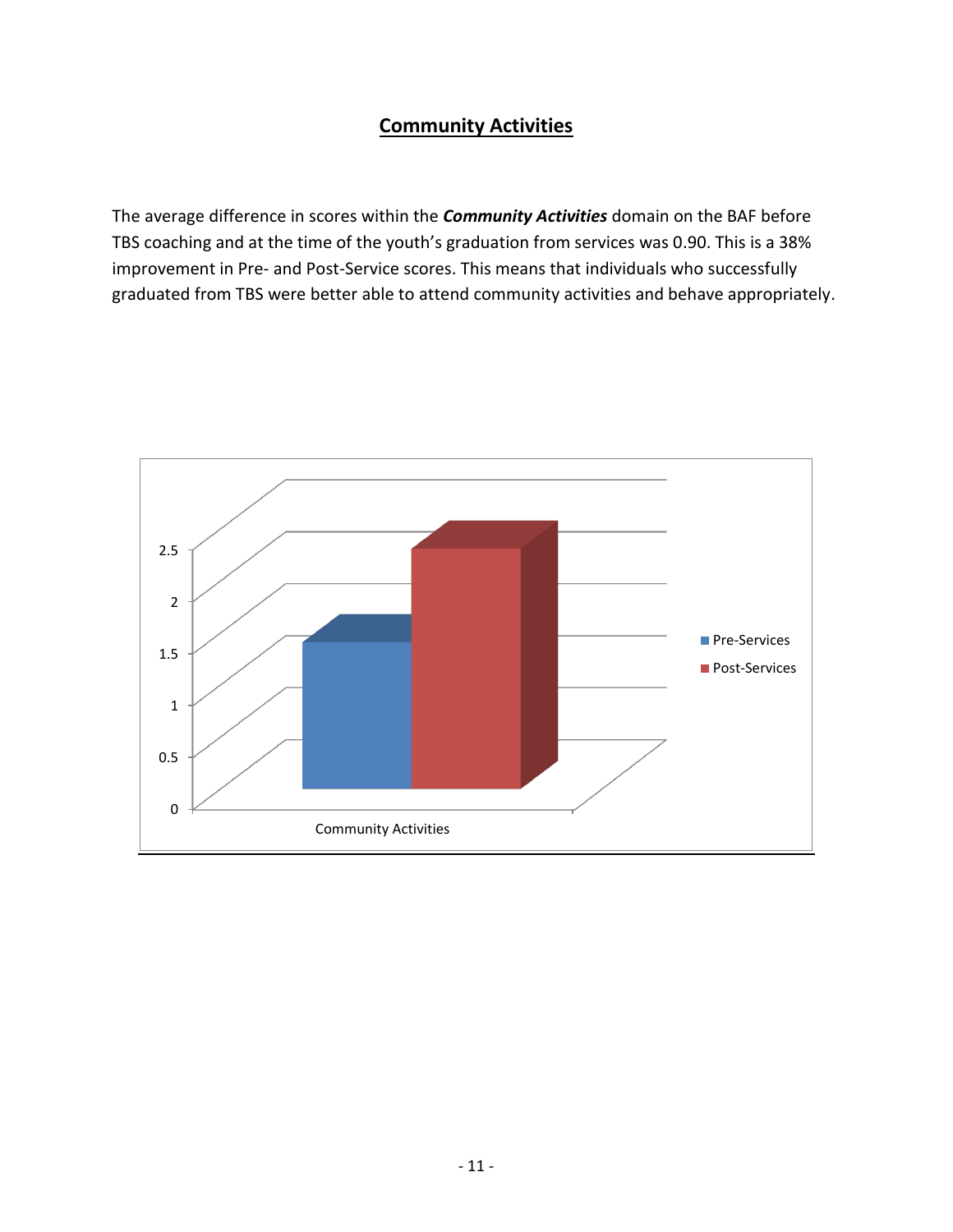## Community Activities

The average difference in scores within the ***Community Activities*** domain on the BAF before TBS coaching and at the time of the youth's graduation from services was 0.90. This is a 38% improvement in Pre- and Post-Service scores. This means that individuals who successfully graduated from TBS were better able to attend community activities and behave appropriately.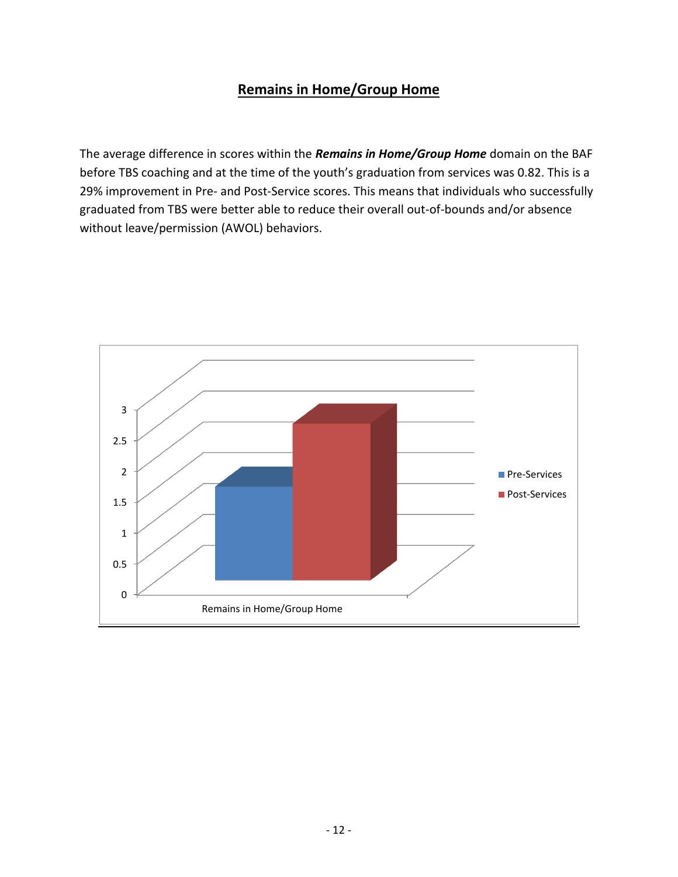## Remains in Home/Group Home

The average difference in scores within the ***Remains in Home/Group Home*** domain on the BAF before TBS coaching and at the time of the youth's graduation from services was 0.82. This is a 29% improvement in Pre- and Post-Service scores. This means that individuals who successfully graduated from TBS were better able to reduce their overall out-of-bounds and/or absence without leave/permission (AWOL) behaviors.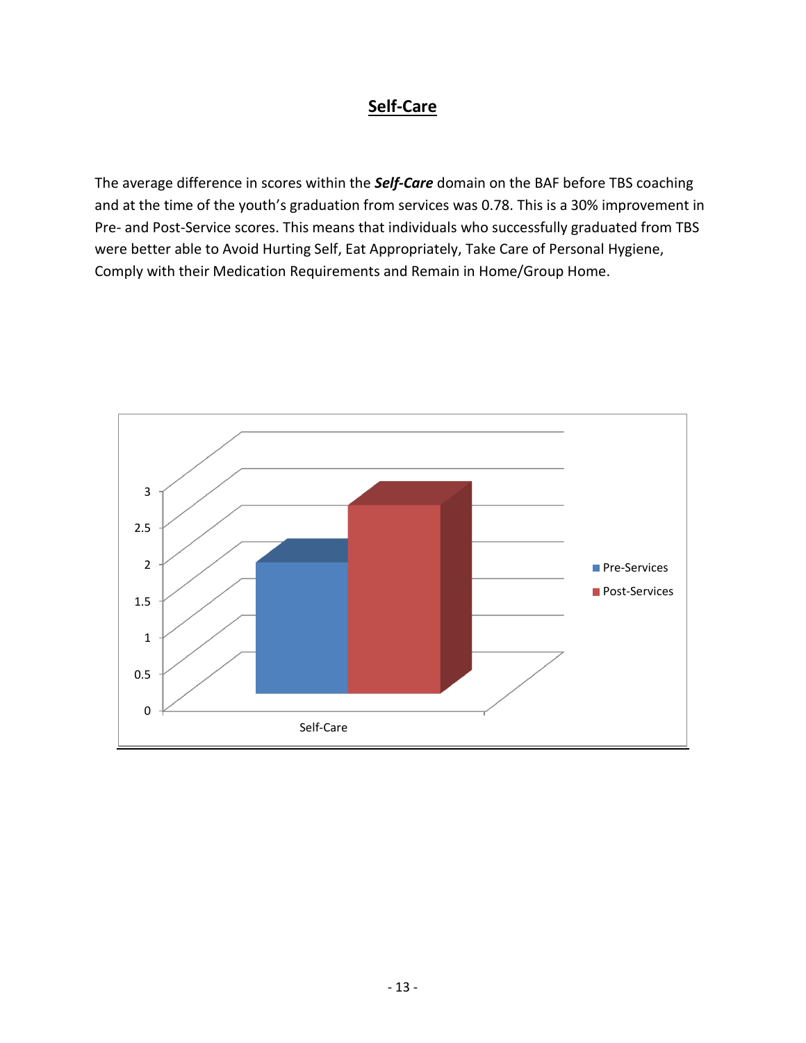## Self-Care

The average difference in scores within the ***Self-Care*** domain on the BAF before TBS coaching and at the time of the youth's graduation from services was 0.78. This is a 30% improvement in Pre- and Post-Service scores. This means that individuals who successfully graduated from TBS were better able to Avoid Hurting Self, Eat Appropriately, Take Care of Personal Hygiene, Comply with their Medication Requirements and Remain in Home/Group Home.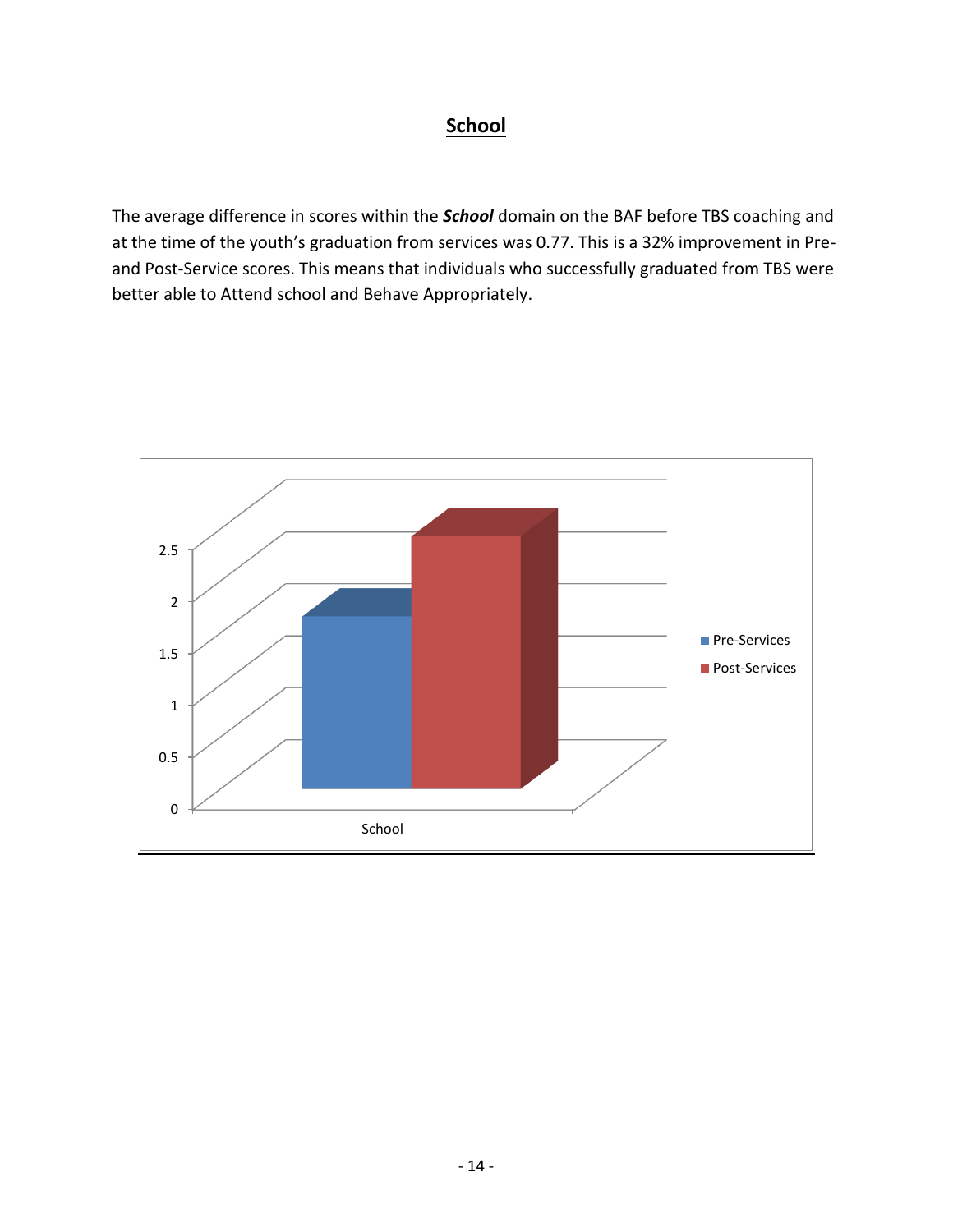## School

The average difference in scores within the ***School*** domain on the BAF before TBS coaching and at the time of the youth's graduation from services was 0.77. This is a 32% improvement in Pre- and Post-Service scores. This means that individuals who successfully graduated from TBS were better able to Attend school and Behave Appropriately.

2.5
2
1.5
1
0.5
0
School
Pre-Services
Post-Services